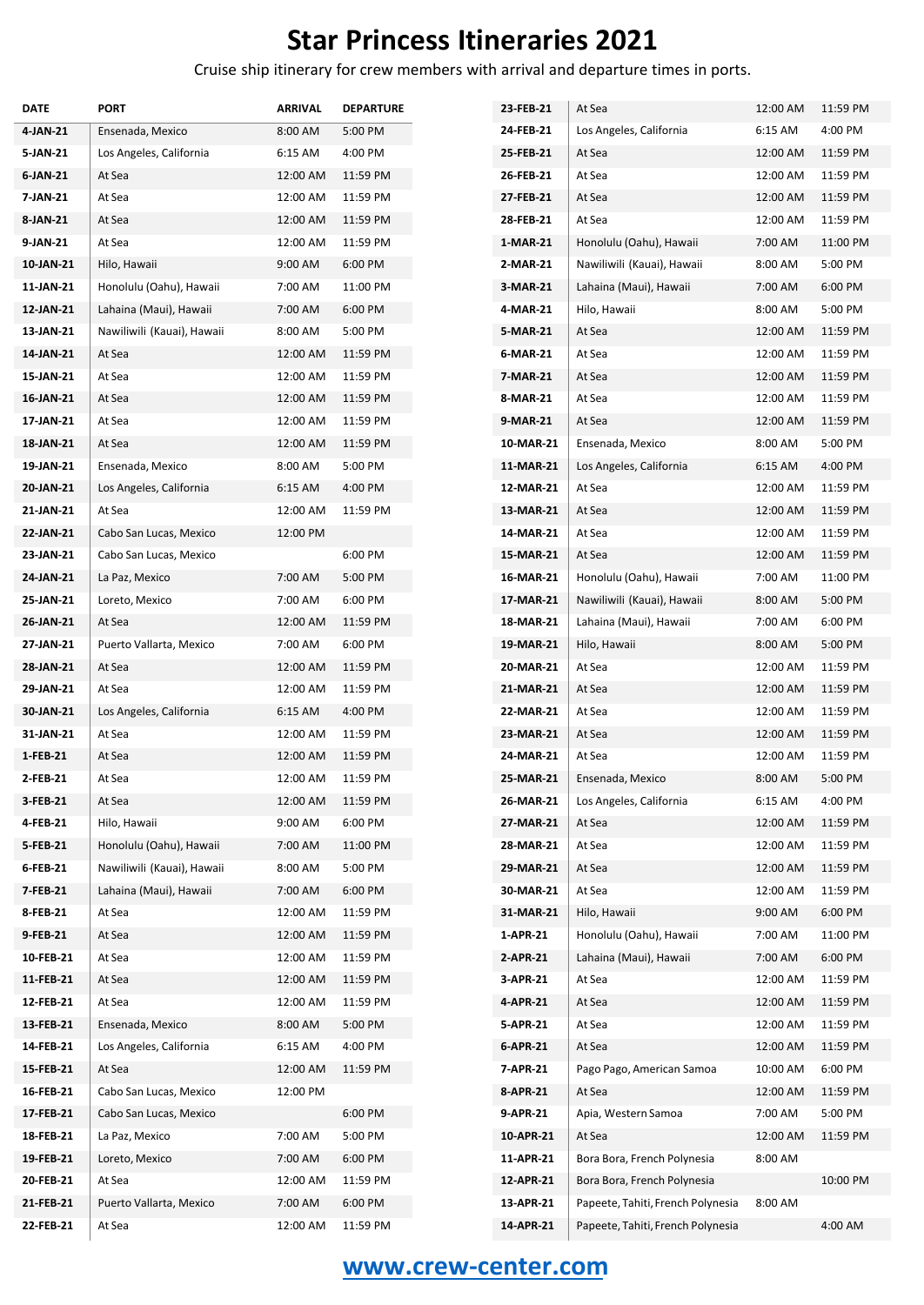# Star Princess Itineraries 2021

Cruise ship itinerary for crew members with arrival and departure times in ports.

| DATE | PORT | ARRIVAL | DEPARTURE |
|---|---|---|---|
| 4-JAN-21 | Ensenada, Mexico | 8:00 AM | 5:00 PM |
| 5-JAN-21 | Los Angeles, California | 6:15 AM | 4:00 PM |
| 6-JAN-21 | At Sea | 12:00 AM | 11:59 PM |
| 7-JAN-21 | At Sea | 12:00 AM | 11:59 PM |
| 8-JAN-21 | At Sea | 12:00 AM | 11:59 PM |
| 9-JAN-21 | At Sea | 12:00 AM | 11:59 PM |
| 10-JAN-21 | Hilo, Hawaii | 9:00 AM | 6:00 PM |
| 11-JAN-21 | Honolulu (Oahu), Hawaii | 7:00 AM | 11:00 PM |
| 12-JAN-21 | Lahaina (Maui), Hawaii | 7:00 AM | 6:00 PM |
| 13-JAN-21 | Nawiliwili (Kauai), Hawaii | 8:00 AM | 5:00 PM |
| 14-JAN-21 | At Sea | 12:00 AM | 11:59 PM |
| 15-JAN-21 | At Sea | 12:00 AM | 11:59 PM |
| 16-JAN-21 | At Sea | 12:00 AM | 11:59 PM |
| 17-JAN-21 | At Sea | 12:00 AM | 11:59 PM |
| 18-JAN-21 | At Sea | 12:00 AM | 11:59 PM |
| 19-JAN-21 | Ensenada, Mexico | 8:00 AM | 5:00 PM |
| 20-JAN-21 | Los Angeles, California | 6:15 AM | 4:00 PM |
| 21-JAN-21 | At Sea | 12:00 AM | 11:59 PM |
| 22-JAN-21 | Cabo San Lucas, Mexico | 12:00 PM | |
| 23-JAN-21 | Cabo San Lucas, Mexico | | 6:00 PM |
| 24-JAN-21 | La Paz, Mexico | 7:00 AM | 5:00 PM |
| 25-JAN-21 | Loreto, Mexico | 7:00 AM | 6:00 PM |
| 26-JAN-21 | At Sea | 12:00 AM | 11:59 PM |
| 27-JAN-21 | Puerto Vallarta, Mexico | 7:00 AM | 6:00 PM |
| 28-JAN-21 | At Sea | 12:00 AM | 11:59 PM |
| 29-JAN-21 | At Sea | 12:00 AM | 11:59 PM |
| 30-JAN-21 | Los Angeles, California | 6:15 AM | 4:00 PM |
| 31-JAN-21 | At Sea | 12:00 AM | 11:59 PM |
| 1-FEB-21 | At Sea | 12:00 AM | 11:59 PM |
| 2-FEB-21 | At Sea | 12:00 AM | 11:59 PM |
| 3-FEB-21 | At Sea | 12:00 AM | 11:59 PM |
| 4-FEB-21 | Hilo, Hawaii | 9:00 AM | 6:00 PM |
| 5-FEB-21 | Honolulu (Oahu), Hawaii | 7:00 AM | 11:00 PM |
| 6-FEB-21 | Nawiliwili (Kauai), Hawaii | 8:00 AM | 5:00 PM |
| 7-FEB-21 | Lahaina (Maui), Hawaii | 7:00 AM | 6:00 PM |
| 8-FEB-21 | At Sea | 12:00 AM | 11:59 PM |
| 9-FEB-21 | At Sea | 12:00 AM | 11:59 PM |
| 10-FEB-21 | At Sea | 12:00 AM | 11:59 PM |
| 11-FEB-21 | At Sea | 12:00 AM | 11:59 PM |
| 12-FEB-21 | At Sea | 12:00 AM | 11:59 PM |
| 13-FEB-21 | Ensenada, Mexico | 8:00 AM | 5:00 PM |
| 14-FEB-21 | Los Angeles, California | 6:15 AM | 4:00 PM |
| 15-FEB-21 | At Sea | 12:00 AM | 11:59 PM |
| 16-FEB-21 | Cabo San Lucas, Mexico | 12:00 PM | |
| 17-FEB-21 | Cabo San Lucas, Mexico | | 6:00 PM |
| 18-FEB-21 | La Paz, Mexico | 7:00 AM | 5:00 PM |
| 19-FEB-21 | Loreto, Mexico | 7:00 AM | 6:00 PM |
| 20-FEB-21 | At Sea | 12:00 AM | 11:59 PM |
| 21-FEB-21 | Puerto Vallarta, Mexico | 7:00 AM | 6:00 PM |
| 22-FEB-21 | At Sea | 12:00 AM | 11:59 PM |
| 23-FEB-21 | At Sea | 12:00 AM | 11:59 PM |
| 24-FEB-21 | Los Angeles, California | 6:15 AM | 4:00 PM |
| 25-FEB-21 | At Sea | 12:00 AM | 11:59 PM |
| 26-FEB-21 | At Sea | 12:00 AM | 11:59 PM |
| 27-FEB-21 | At Sea | 12:00 AM | 11:59 PM |
| 28-FEB-21 | At Sea | 12:00 AM | 11:59 PM |
| 1-MAR-21 | Honolulu (Oahu), Hawaii | 7:00 AM | 11:00 PM |
| 2-MAR-21 | Nawiliwili (Kauai), Hawaii | 8:00 AM | 5:00 PM |
| 3-MAR-21 | Lahaina (Maui), Hawaii | 7:00 AM | 6:00 PM |
| 4-MAR-21 | Hilo, Hawaii | 8:00 AM | 5:00 PM |
| 5-MAR-21 | At Sea | 12:00 AM | 11:59 PM |
| 6-MAR-21 | At Sea | 12:00 AM | 11:59 PM |
| 7-MAR-21 | At Sea | 12:00 AM | 11:59 PM |
| 8-MAR-21 | At Sea | 12:00 AM | 11:59 PM |
| 9-MAR-21 | At Sea | 12:00 AM | 11:59 PM |
| 10-MAR-21 | Ensenada, Mexico | 8:00 AM | 5:00 PM |
| 11-MAR-21 | Los Angeles, California | 6:15 AM | 4:00 PM |
| 12-MAR-21 | At Sea | 12:00 AM | 11:59 PM |
| 13-MAR-21 | At Sea | 12:00 AM | 11:59 PM |
| 14-MAR-21 | At Sea | 12:00 AM | 11:59 PM |
| 15-MAR-21 | At Sea | 12:00 AM | 11:59 PM |
| 16-MAR-21 | Honolulu (Oahu), Hawaii | 7:00 AM | 11:00 PM |
| 17-MAR-21 | Nawiliwili (Kauai), Hawaii | 8:00 AM | 5:00 PM |
| 18-MAR-21 | Lahaina (Maui), Hawaii | 7:00 AM | 6:00 PM |
| 19-MAR-21 | Hilo, Hawaii | 8:00 AM | 5:00 PM |
| 20-MAR-21 | At Sea | 12:00 AM | 11:59 PM |
| 21-MAR-21 | At Sea | 12:00 AM | 11:59 PM |
| 22-MAR-21 | At Sea | 12:00 AM | 11:59 PM |
| 23-MAR-21 | At Sea | 12:00 AM | 11:59 PM |
| 24-MAR-21 | At Sea | 12:00 AM | 11:59 PM |
| 25-MAR-21 | Ensenada, Mexico | 8:00 AM | 5:00 PM |
| 26-MAR-21 | Los Angeles, California | 6:15 AM | 4:00 PM |
| 27-MAR-21 | At Sea | 12:00 AM | 11:59 PM |
| 28-MAR-21 | At Sea | 12:00 AM | 11:59 PM |
| 29-MAR-21 | At Sea | 12:00 AM | 11:59 PM |
| 30-MAR-21 | At Sea | 12:00 AM | 11:59 PM |
| 31-MAR-21 | Hilo, Hawaii | 9:00 AM | 6:00 PM |
| 1-APR-21 | Honolulu (Oahu), Hawaii | 7:00 AM | 11:00 PM |
| 2-APR-21 | Lahaina (Maui), Hawaii | 7:00 AM | 6:00 PM |
| 3-APR-21 | At Sea | 12:00 AM | 11:59 PM |
| 4-APR-21 | At Sea | 12:00 AM | 11:59 PM |
| 5-APR-21 | At Sea | 12:00 AM | 11:59 PM |
| 6-APR-21 | At Sea | 12:00 AM | 11:59 PM |
| 7-APR-21 | Pago Pago, American Samoa | 10:00 AM | 6:00 PM |
| 8-APR-21 | At Sea | 12:00 AM | 11:59 PM |
| 9-APR-21 | Apia, Western Samoa | 7:00 AM | 5:00 PM |
| 10-APR-21 | At Sea | 12:00 AM | 11:59 PM |
| 11-APR-21 | Bora Bora, French Polynesia | 8:00 AM | |
| 12-APR-21 | Bora Bora, French Polynesia | | 10:00 PM |
| 13-APR-21 | Papeete, Tahiti, French Polynesia | 8:00 AM | |
| 14-APR-21 | Papeete, Tahiti, French Polynesia | | 4:00 AM |

**www.crew-center.com**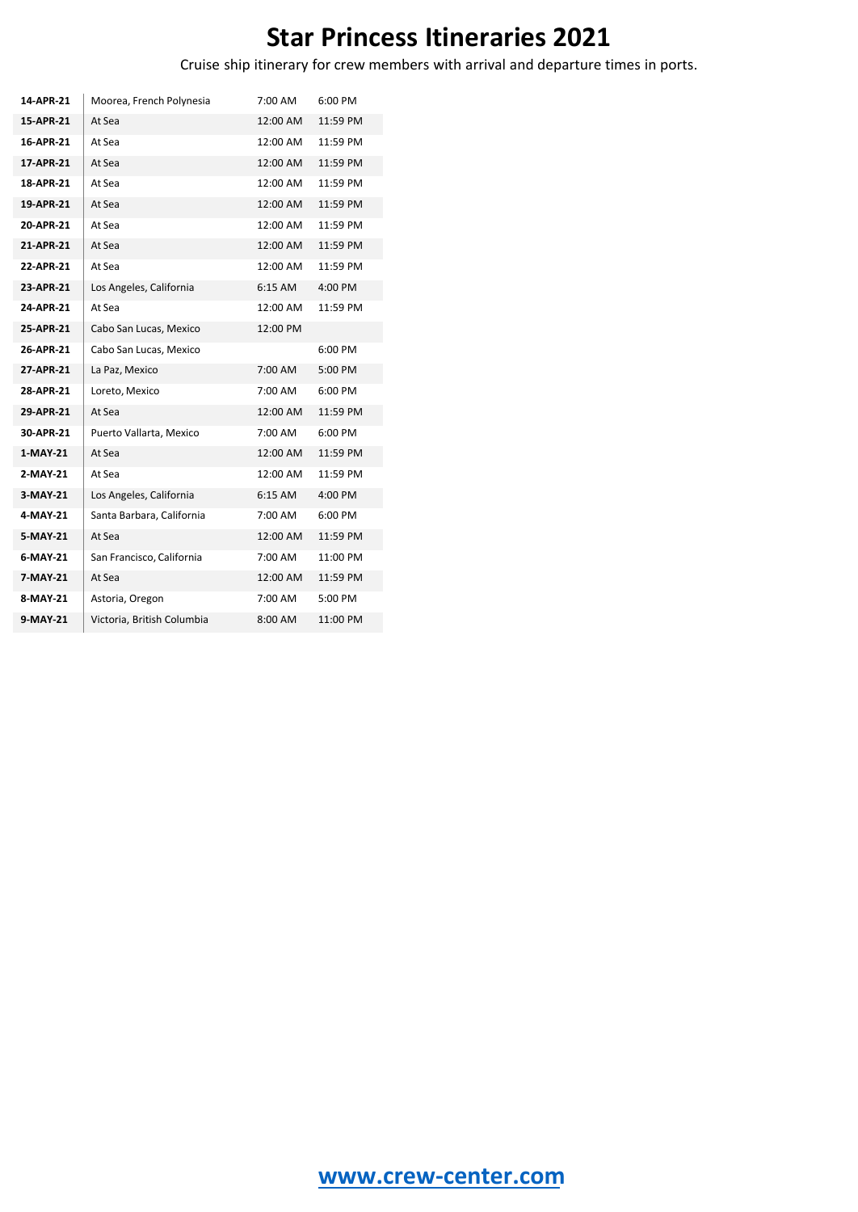# Star Princess Itineraries 2021

Cruise ship itinerary for crew members with arrival and departure times in ports.

| | | | |
|---|---|---|---|
| **14-APR-21** | Moorea, French Polynesia | 7:00 AM | 6:00 PM |
| **15-APR-21** | At Sea | 12:00 AM | 11:59 PM |
| **16-APR-21** | At Sea | 12:00 AM | 11:59 PM |
| **17-APR-21** | At Sea | 12:00 AM | 11:59 PM |
| **18-APR-21** | At Sea | 12:00 AM | 11:59 PM |
| **19-APR-21** | At Sea | 12:00 AM | 11:59 PM |
| **20-APR-21** | At Sea | 12:00 AM | 11:59 PM |
| **21-APR-21** | At Sea | 12:00 AM | 11:59 PM |
| **22-APR-21** | At Sea | 12:00 AM | 11:59 PM |
| **23-APR-21** | Los Angeles, California | 6:15 AM | 4:00 PM |
| **24-APR-21** | At Sea | 12:00 AM | 11:59 PM |
| **25-APR-21** | Cabo San Lucas, Mexico | 12:00 PM | |
| **26-APR-21** | Cabo San Lucas, Mexico | | 6:00 PM |
| **27-APR-21** | La Paz, Mexico | 7:00 AM | 5:00 PM |
| **28-APR-21** | Loreto, Mexico | 7:00 AM | 6:00 PM |
| **29-APR-21** | At Sea | 12:00 AM | 11:59 PM |
| **30-APR-21** | Puerto Vallarta, Mexico | 7:00 AM | 6:00 PM |
| **1-MAY-21** | At Sea | 12:00 AM | 11:59 PM |
| **2-MAY-21** | At Sea | 12:00 AM | 11:59 PM |
| **3-MAY-21** | Los Angeles, California | 6:15 AM | 4:00 PM |
| **4-MAY-21** | Santa Barbara, California | 7:00 AM | 6:00 PM |
| **5-MAY-21** | At Sea | 12:00 AM | 11:59 PM |
| **6-MAY-21** | San Francisco, California | 7:00 AM | 11:00 PM |
| **7-MAY-21** | At Sea | 12:00 AM | 11:59 PM |
| **8-MAY-21** | Astoria, Oregon | 7:00 AM | 5:00 PM |
| **9-MAY-21** | Victoria, British Columbia | 8:00 AM | 11:00 PM |

www.crew-center.com